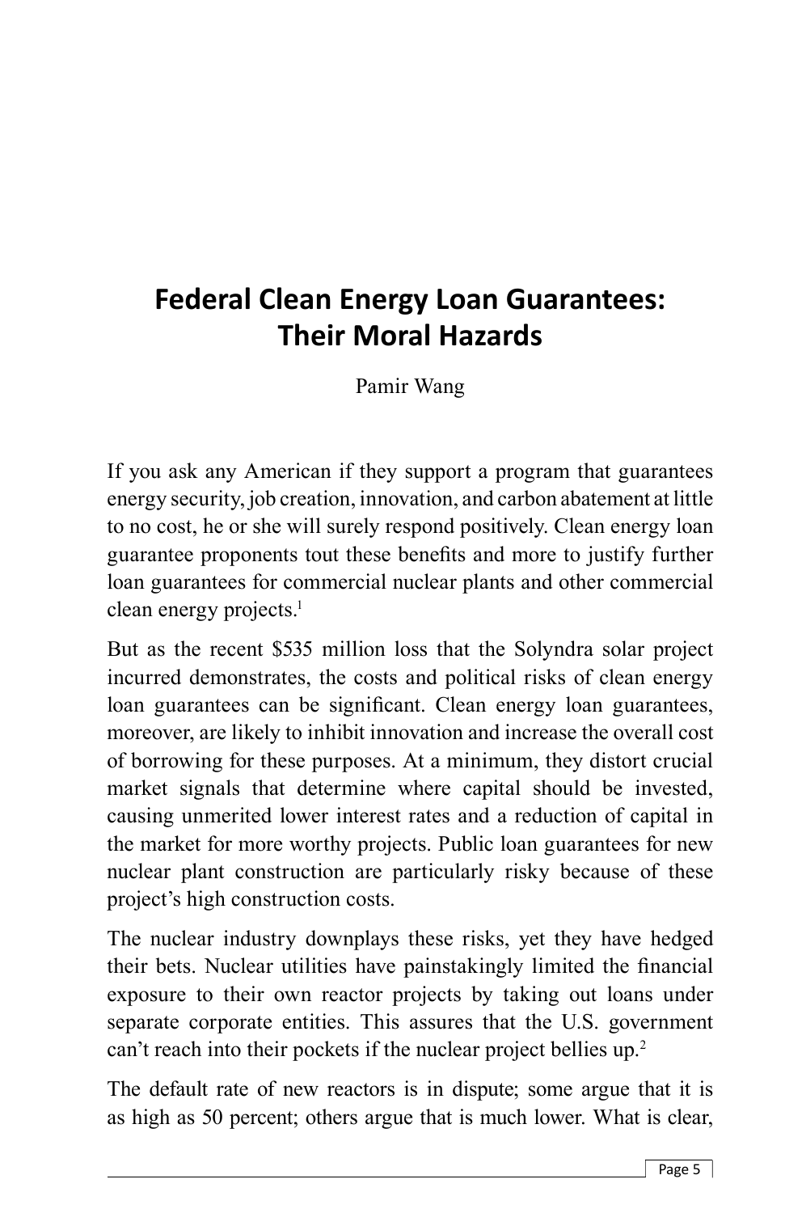# Federal Clean Energy Loan Guarantees: Their Moral Hazards

Pamir Wang

If you ask any American if they support a program that guarantees energy security, job creation, innovation, and carbon abatement at little to no cost, he or she will surely respond positively. Clean energy loan guarantee proponents tout these benefits and more to justify further loan guarantees for commercial nuclear plants and other commercial clean energy projects.[1]

But as the recent $535 million loss that the Solyndra solar project incurred demonstrates, the costs and political risks of clean energy loan guarantees can be significant. Clean energy loan guarantees, moreover, are likely to inhibit innovation and increase the overall cost of borrowing for these purposes. At a minimum, they distort crucial market signals that determine where capital should be invested, causing unmerited lower interest rates and a reduction of capital in the market for more worthy projects. Public loan guarantees for new nuclear plant construction are particularly risky because of these project's high construction costs.

The nuclear industry downplays these risks, yet they have hedged their bets. Nuclear utilities have painstakingly limited the financial exposure to their own reactor projects by taking out loans under separate corporate entities. This assures that the U.S. government can't reach into their pockets if the nuclear project bellies up.[2]

The default rate of new reactors is in dispute; some argue that it is as high as 50 percent; others argue that is much lower. What is clear,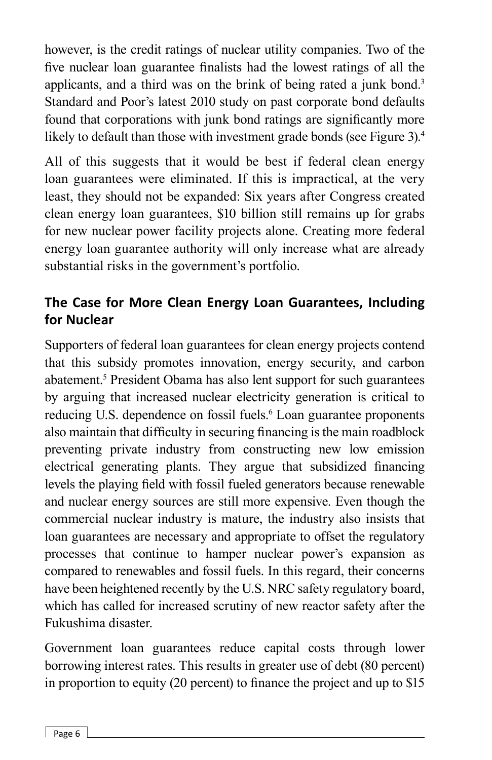however, is the credit ratings of nuclear utility companies. Two of the five nuclear loan guarantee finalists had the lowest ratings of all the applicants, and a third was on the brink of being rated a junk bond.[3] Standard and Poor's latest 2010 study on past corporate bond defaults found that corporations with junk bond ratings are significantly more likely to default than those with investment grade bonds (see Figure 3).[4]

All of this suggests that it would be best if federal clean energy loan guarantees were eliminated. If this is impractical, at the very least, they should not be expanded: Six years after Congress created clean energy loan guarantees, $10 billion still remains up for grabs for new nuclear power facility projects alone. Creating more federal energy loan guarantee authority will only increase what are already substantial risks in the government's portfolio.

## The Case for More Clean Energy Loan Guarantees, Including for Nuclear

Supporters of federal loan guarantees for clean energy projects contend that this subsidy promotes innovation, energy security, and carbon abatement.[5] President Obama has also lent support for such guarantees by arguing that increased nuclear electricity generation is critical to reducing U.S. dependence on fossil fuels.[6] Loan guarantee proponents also maintain that difficulty in securing financing is the main roadblock preventing private industry from constructing new low emission electrical generating plants. They argue that subsidized financing levels the playing field with fossil fueled generators because renewable and nuclear energy sources are still more expensive. Even though the commercial nuclear industry is mature, the industry also insists that loan guarantees are necessary and appropriate to offset the regulatory processes that continue to hamper nuclear power's expansion as compared to renewables and fossil fuels. In this regard, their concerns have been heightened recently by the U.S. NRC safety regulatory board, which has called for increased scrutiny of new reactor safety after the Fukushima disaster.

Government loan guarantees reduce capital costs through lower borrowing interest rates. This results in greater use of debt (80 percent) in proportion to equity (20 percent) to finance the project and up to $15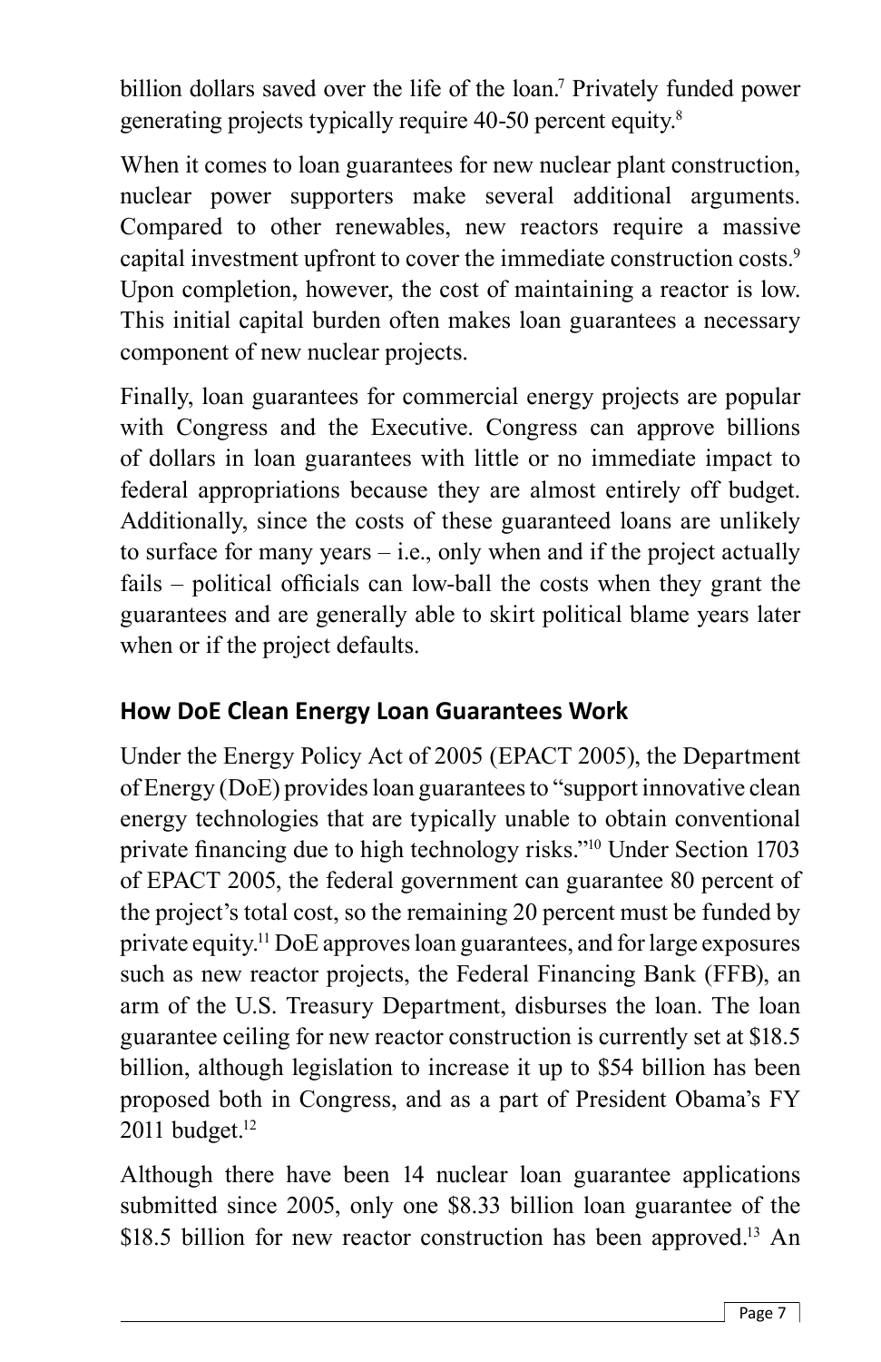billion dollars saved over the life of the loan.[7] Privately funded power generating projects typically require 40-50 percent equity.[8]

When it comes to loan guarantees for new nuclear plant construction, nuclear power supporters make several additional arguments. Compared to other renewables, new reactors require a massive capital investment upfront to cover the immediate construction costs.[9] Upon completion, however, the cost of maintaining a reactor is low. This initial capital burden often makes loan guarantees a necessary component of new nuclear projects.

Finally, loan guarantees for commercial energy projects are popular with Congress and the Executive. Congress can approve billions of dollars in loan guarantees with little or no immediate impact to federal appropriations because they are almost entirely off budget. Additionally, since the costs of these guaranteed loans are unlikely to surface for many years – i.e., only when and if the project actually fails – political officials can low-ball the costs when they grant the guarantees and are generally able to skirt political blame years later when or if the project defaults.

## How DoE Clean Energy Loan Guarantees Work

Under the Energy Policy Act of 2005 (EPACT 2005), the Department of Energy (DoE) provides loan guarantees to "support innovative clean energy technologies that are typically unable to obtain conventional private financing due to high technology risks."[10] Under Section 1703 of EPACT 2005, the federal government can guarantee 80 percent of the project's total cost, so the remaining 20 percent must be funded by private equity.[11] DoE approves loan guarantees, and for large exposures such as new reactor projects, the Federal Financing Bank (FFB), an arm of the U.S. Treasury Department, disburses the loan. The loan guarantee ceiling for new reactor construction is currently set at $18.5 billion, although legislation to increase it up to $54 billion has been proposed both in Congress, and as a part of President Obama's FY 2011 budget.[12]

Although there have been 14 nuclear loan guarantee applications submitted since 2005, only one $8.33 billion loan guarantee of the $18.5 billion for new reactor construction has been approved.[13] An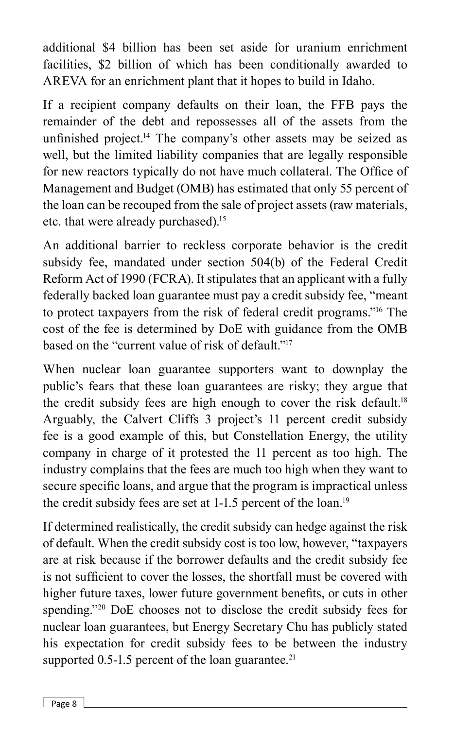additional $4 billion has been set aside for uranium enrichment facilities, $2 billion of which has been conditionally awarded to AREVA for an enrichment plant that it hopes to build in Idaho.

If a recipient company defaults on their loan, the FFB pays the remainder of the debt and repossesses all of the assets from the unfinished project.[14] The company's other assets may be seized as well, but the limited liability companies that are legally responsible for new reactors typically do not have much collateral. The Office of Management and Budget (OMB) has estimated that only 55 percent of the loan can be recouped from the sale of project assets (raw materials, etc. that were already purchased).[15]

An additional barrier to reckless corporate behavior is the credit subsidy fee, mandated under section 504(b) of the Federal Credit Reform Act of 1990 (FCRA). It stipulates that an applicant with a fully federally backed loan guarantee must pay a credit subsidy fee, "meant to protect taxpayers from the risk of federal credit programs."[16] The cost of the fee is determined by DoE with guidance from the OMB based on the "current value of risk of default."[17]

When nuclear loan guarantee supporters want to downplay the public's fears that these loan guarantees are risky; they argue that the credit subsidy fees are high enough to cover the risk default.[18] Arguably, the Calvert Cliffs 3 project's 11 percent credit subsidy fee is a good example of this, but Constellation Energy, the utility company in charge of it protested the 11 percent as too high. The industry complains that the fees are much too high when they want to secure specific loans, and argue that the program is impractical unless the credit subsidy fees are set at 1-1.5 percent of the loan.[19]

If determined realistically, the credit subsidy can hedge against the risk of default. When the credit subsidy cost is too low, however, "taxpayers are at risk because if the borrower defaults and the credit subsidy fee is not sufficient to cover the losses, the shortfall must be covered with higher future taxes, lower future government benefits, or cuts in other spending."[20] DoE chooses not to disclose the credit subsidy fees for nuclear loan guarantees, but Energy Secretary Chu has publicly stated his expectation for credit subsidy fees to be between the industry supported 0.5-1.5 percent of the loan guarantee.[21]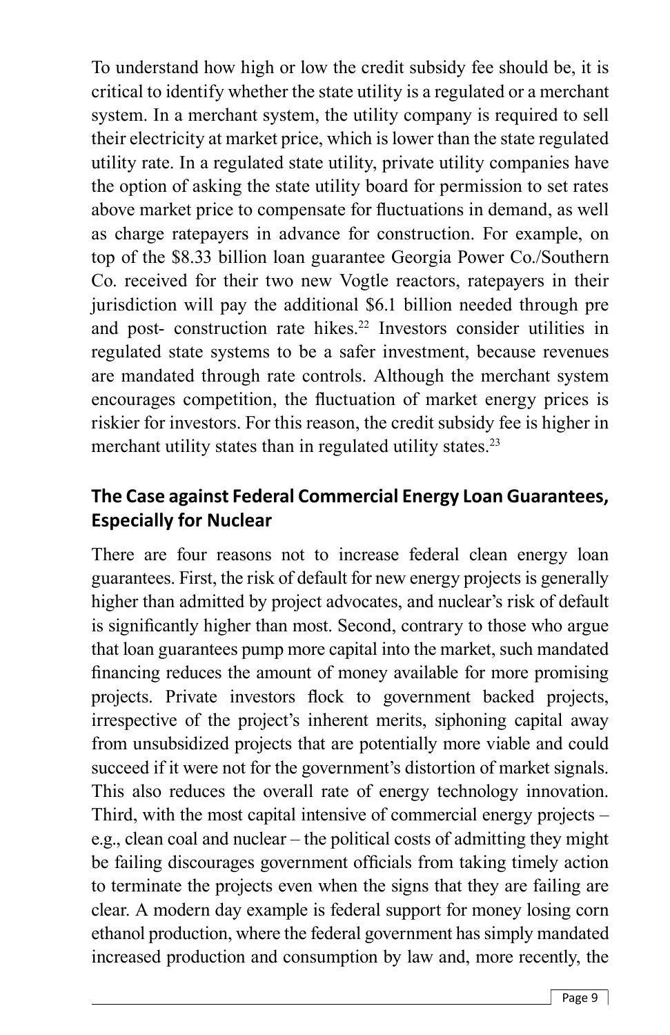To understand how high or low the credit subsidy fee should be, it is critical to identify whether the state utility is a regulated or a merchant system. In a merchant system, the utility company is required to sell their electricity at market price, which is lower than the state regulated utility rate. In a regulated state utility, private utility companies have the option of asking the state utility board for permission to set rates above market price to compensate for fluctuations in demand, as well as charge ratepayers in advance for construction. For example, on top of the $8.33 billion loan guarantee Georgia Power Co./Southern Co. received for their two new Vogtle reactors, ratepayers in their jurisdiction will pay the additional $6.1 billion needed through pre and post- construction rate hikes.[22] Investors consider utilities in regulated state systems to be a safer investment, because revenues are mandated through rate controls. Although the merchant system encourages competition, the fluctuation of market energy prices is riskier for investors. For this reason, the credit subsidy fee is higher in merchant utility states than in regulated utility states.[23]

## The Case against Federal Commercial Energy Loan Guarantees, Especially for Nuclear

There are four reasons not to increase federal clean energy loan guarantees. First, the risk of default for new energy projects is generally higher than admitted by project advocates, and nuclear's risk of default is significantly higher than most. Second, contrary to those who argue that loan guarantees pump more capital into the market, such mandated financing reduces the amount of money available for more promising projects. Private investors flock to government backed projects, irrespective of the project's inherent merits, siphoning capital away from unsubsidized projects that are potentially more viable and could succeed if it were not for the government's distortion of market signals. This also reduces the overall rate of energy technology innovation. Third, with the most capital intensive of commercial energy projects – e.g., clean coal and nuclear – the political costs of admitting they might be failing discourages government officials from taking timely action to terminate the projects even when the signs that they are failing are clear. A modern day example is federal support for money losing corn ethanol production, where the federal government has simply mandated increased production and consumption by law and, more recently, the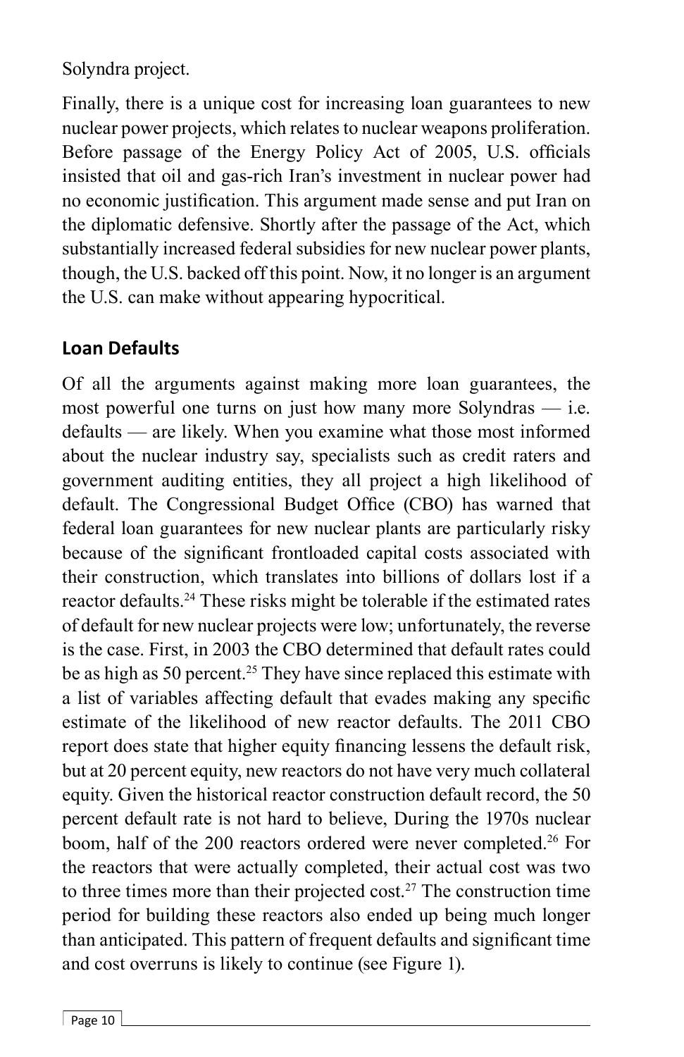Solyndra project.

Finally, there is a unique cost for increasing loan guarantees to new nuclear power projects, which relates to nuclear weapons proliferation. Before passage of the Energy Policy Act of 2005, U.S. officials insisted that oil and gas-rich Iran's investment in nuclear power had no economic justification. This argument made sense and put Iran on the diplomatic defensive. Shortly after the passage of the Act, which substantially increased federal subsidies for new nuclear power plants, though, the U.S. backed off this point. Now, it no longer is an argument the U.S. can make without appearing hypocritical.

## Loan Defaults

Of all the arguments against making more loan guarantees, the most powerful one turns on just how many more Solyndras — i.e. defaults — are likely. When you examine what those most informed about the nuclear industry say, specialists such as credit raters and government auditing entities, they all project a high likelihood of default. The Congressional Budget Office (CBO) has warned that federal loan guarantees for new nuclear plants are particularly risky because of the significant frontloaded capital costs associated with their construction, which translates into billions of dollars lost if a reactor defaults.[24] These risks might be tolerable if the estimated rates of default for new nuclear projects were low; unfortunately, the reverse is the case. First, in 2003 the CBO determined that default rates could be as high as 50 percent.[25] They have since replaced this estimate with a list of variables affecting default that evades making any specific estimate of the likelihood of new reactor defaults. The 2011 CBO report does state that higher equity financing lessens the default risk, but at 20 percent equity, new reactors do not have very much collateral equity. Given the historical reactor construction default record, the 50 percent default rate is not hard to believe, During the 1970s nuclear boom, half of the 200 reactors ordered were never completed.[26] For the reactors that were actually completed, their actual cost was two to three times more than their projected cost.[27] The construction time period for building these reactors also ended up being much longer than anticipated. This pattern of frequent defaults and significant time and cost overruns is likely to continue (see Figure 1).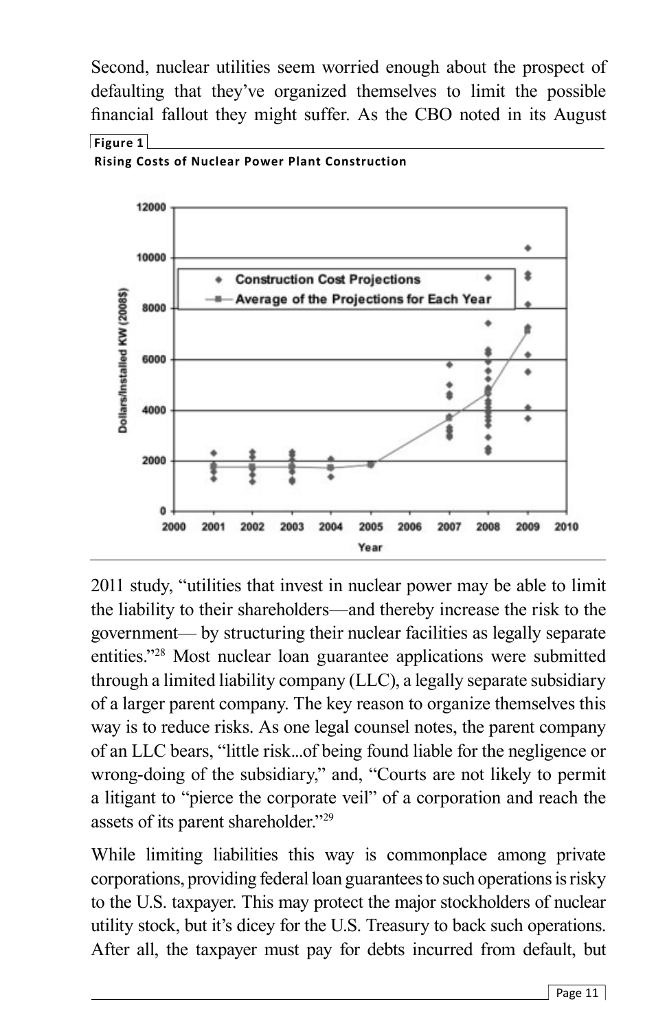Second, nuclear utilities seem worried enough about the prospect of defaulting that they've organized themselves to limit the possible financial fallout they might suffer. As the CBO noted in its August 2011 study, "utilities that invest in nuclear power may be able to limit the liability to their shareholders—and thereby increase the risk to the government— by structuring their nuclear facilities as legally separate entities."[28] Most nuclear loan guarantee applications were submitted through a limited liability company (LLC), a legally separate subsidiary of a larger parent company. The key reason to organize themselves this way is to reduce risks. As one legal counsel notes, the parent company of an LLC bears, "little risk...of being found liable for the negligence or wrong-doing of the subsidiary," and, "Courts are not likely to permit a litigant to "pierce the corporate veil" of a corporation and reach the assets of its parent shareholder."[29]

**Figure 1**

**Rising Costs of Nuclear Power Plant Construction**

While limiting liabilities this way is commonplace among private corporations, providing federal loan guarantees to such operations is risky to the U.S. taxpayer. This may protect the major stockholders of nuclear utility stock, but it's dicey for the U.S. Treasury to back such operations. After all, the taxpayer must pay for debts incurred from default, but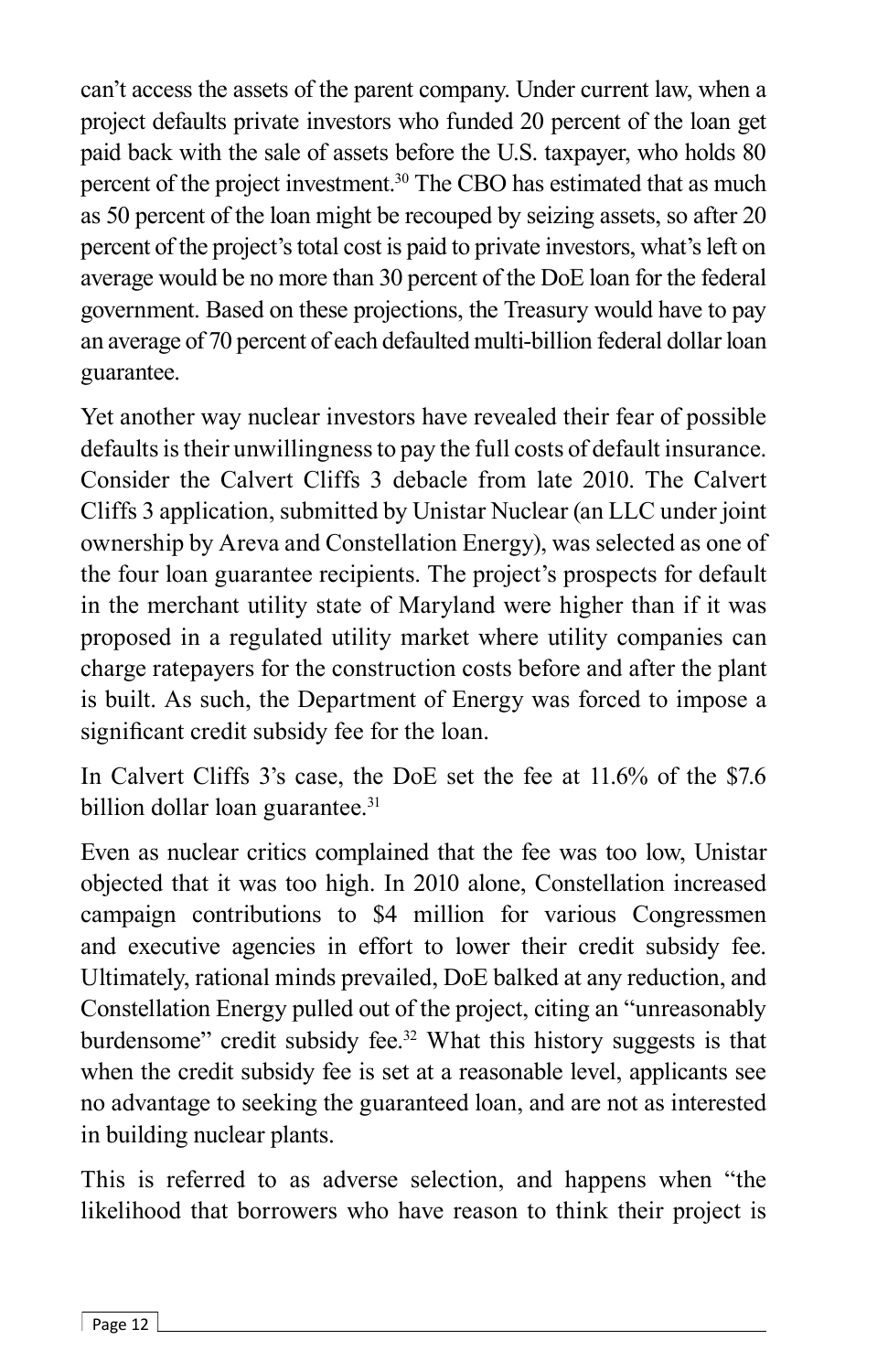can't access the assets of the parent company. Under current law, when a project defaults private investors who funded 20 percent of the loan get paid back with the sale of assets before the U.S. taxpayer, who holds 80 percent of the project investment.[30] The CBO has estimated that as much as 50 percent of the loan might be recouped by seizing assets, so after 20 percent of the project's total cost is paid to private investors, what's left on average would be no more than 30 percent of the DoE loan for the federal government. Based on these projections, the Treasury would have to pay an average of 70 percent of each defaulted multi-billion federal dollar loan guarantee.

Yet another way nuclear investors have revealed their fear of possible defaults is their unwillingness to pay the full costs of default insurance. Consider the Calvert Cliffs 3 debacle from late 2010. The Calvert Cliffs 3 application, submitted by Unistar Nuclear (an LLC under joint ownership by Areva and Constellation Energy), was selected as one of the four loan guarantee recipients. The project's prospects for default in the merchant utility state of Maryland were higher than if it was proposed in a regulated utility market where utility companies can charge ratepayers for the construction costs before and after the plant is built. As such, the Department of Energy was forced to impose a significant credit subsidy fee for the loan.

In Calvert Cliffs 3's case, the DoE set the fee at 11.6% of the $7.6 billion dollar loan guarantee.[31]

Even as nuclear critics complained that the fee was too low, Unistar objected that it was too high. In 2010 alone, Constellation increased campaign contributions to $4 million for various Congressmen and executive agencies in effort to lower their credit subsidy fee. Ultimately, rational minds prevailed, DoE balked at any reduction, and Constellation Energy pulled out of the project, citing an "unreasonably burdensome" credit subsidy fee.[32] What this history suggests is that when the credit subsidy fee is set at a reasonable level, applicants see no advantage to seeking the guaranteed loan, and are not as interested in building nuclear plants.

This is referred to as adverse selection, and happens when "the likelihood that borrowers who have reason to think their project is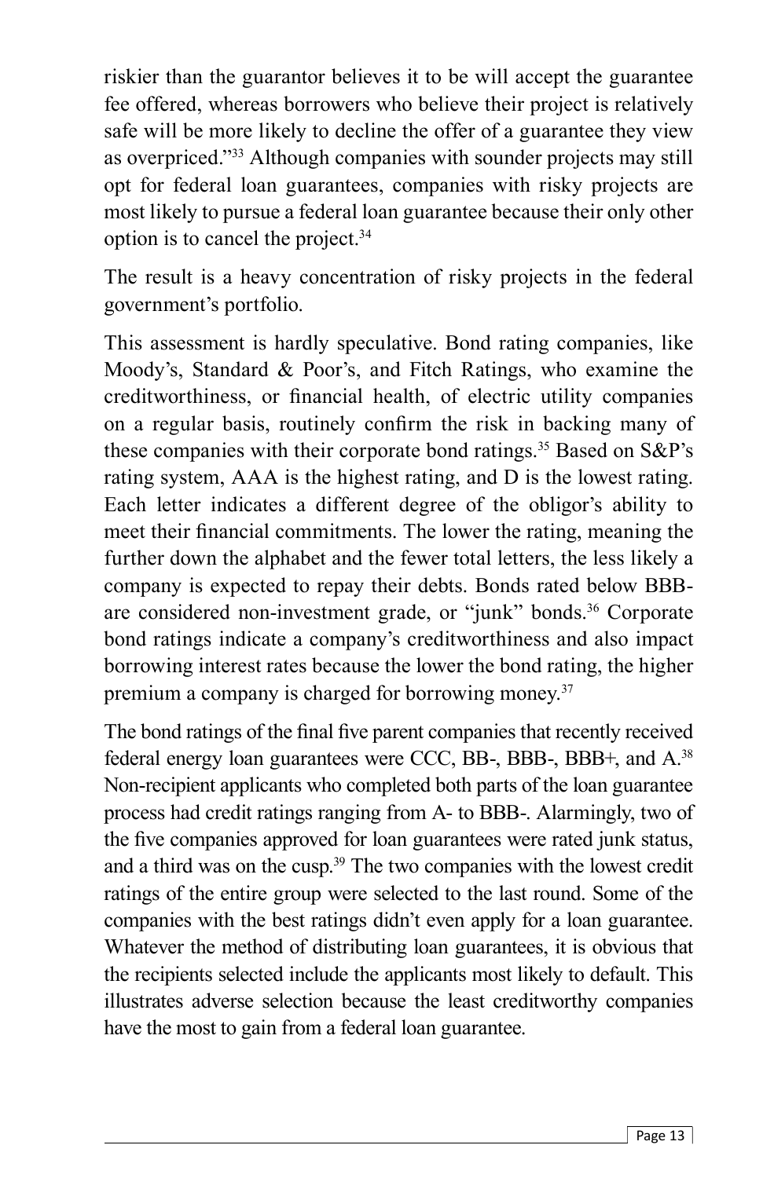riskier than the guarantor believes it to be will accept the guarantee fee offered, whereas borrowers who believe their project is relatively safe will be more likely to decline the offer of a guarantee they view as overpriced."[33] Although companies with sounder projects may still opt for federal loan guarantees, companies with risky projects are most likely to pursue a federal loan guarantee because their only other option is to cancel the project.[34]

The result is a heavy concentration of risky projects in the federal government's portfolio.

This assessment is hardly speculative. Bond rating companies, like Moody's, Standard & Poor's, and Fitch Ratings, who examine the creditworthiness, or financial health, of electric utility companies on a regular basis, routinely confirm the risk in backing many of these companies with their corporate bond ratings.[35] Based on S&P's rating system, AAA is the highest rating, and D is the lowest rating. Each letter indicates a different degree of the obligor's ability to meet their financial commitments. The lower the rating, meaning the further down the alphabet and the fewer total letters, the less likely a company is expected to repay their debts. Bonds rated below BBB- are considered non-investment grade, or "junk" bonds.[36] Corporate bond ratings indicate a company's creditworthiness and also impact borrowing interest rates because the lower the bond rating, the higher premium a company is charged for borrowing money.[37]

The bond ratings of the final five parent companies that recently received federal energy loan guarantees were CCC, BB-, BBB-, BBB+, and A.[38] Non-recipient applicants who completed both parts of the loan guarantee process had credit ratings ranging from A- to BBB-. Alarmingly, two of the five companies approved for loan guarantees were rated junk status, and a third was on the cusp.[39] The two companies with the lowest credit ratings of the entire group were selected to the last round. Some of the companies with the best ratings didn't even apply for a loan guarantee. Whatever the method of distributing loan guarantees, it is obvious that the recipients selected include the applicants most likely to default. This illustrates adverse selection because the least creditworthy companies have the most to gain from a federal loan guarantee.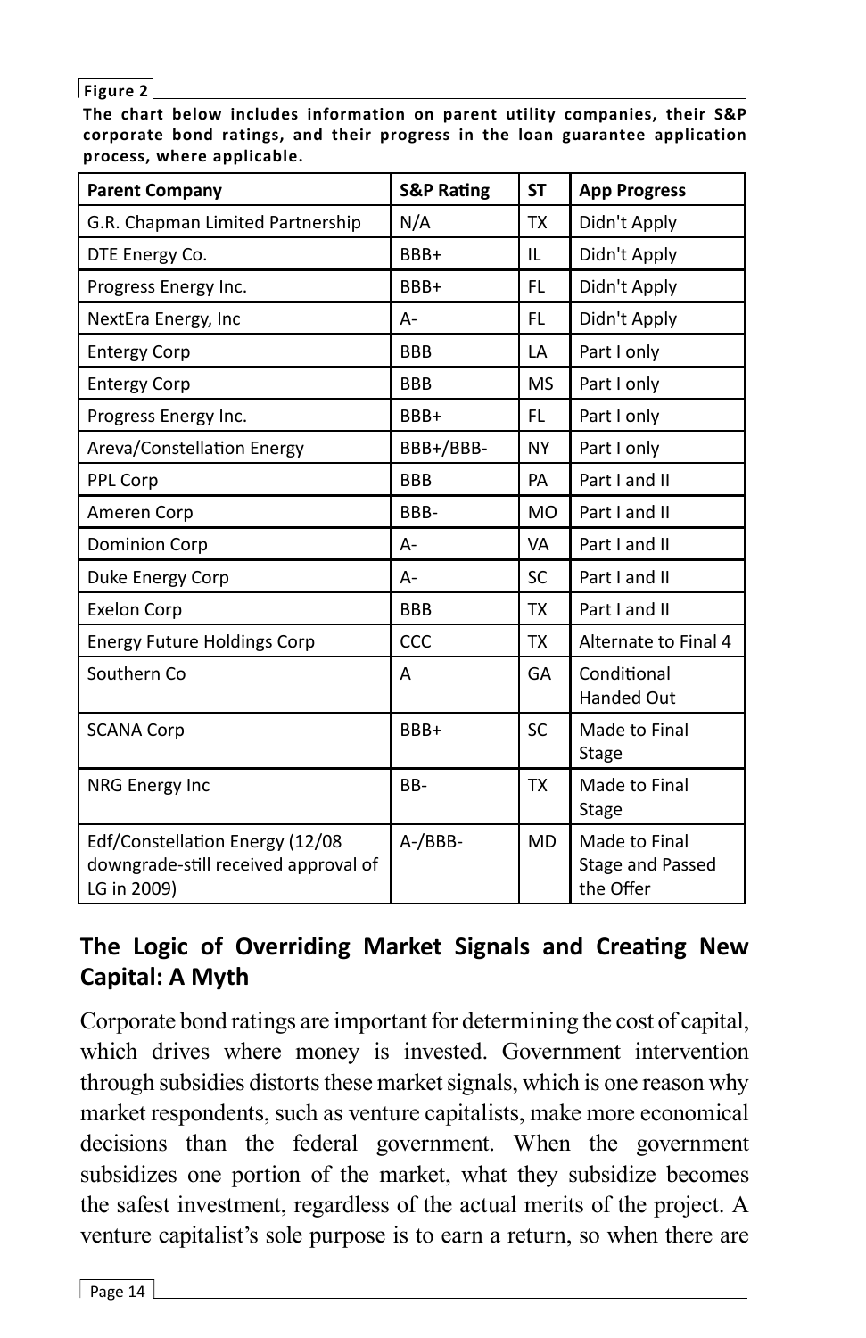**Figure 2**

**The chart below includes information on parent utility companies, their S&P corporate bond ratings, and their progress in the loan guarantee application process, where applicable.**

| Parent Company | S&P Rating | ST | App Progress |
|---|---|---|---|
| G.R. Chapman Limited Partnership | N/A | TX | Didn't Apply |
| DTE Energy Co. | BBB+ | IL | Didn't Apply |
| Progress Energy Inc. | BBB+ | FL | Didn't Apply |
| NextEra Energy, Inc | A- | FL | Didn't Apply |
| Entergy Corp | BBB | LA | Part I only |
| Entergy Corp | BBB | MS | Part I only |
| Progress Energy Inc. | BBB+ | FL | Part I only |
| Areva/Constellation Energy | BBB+/BBB- | NY | Part I only |
| PPL Corp | BBB | PA | Part I and II |
| Ameren Corp | BBB- | MO | Part I and II |
| Dominion Corp | A- | VA | Part I and II |
| Duke Energy Corp | A- | SC | Part I and II |
| Exelon Corp | BBB | TX | Part I and II |
| Energy Future Holdings Corp | CCC | TX | Alternate to Final 4 |
| Southern Co | A | GA | Conditional Handed Out |
| SCANA Corp | BBB+ | SC | Made to Final Stage |
| NRG Energy Inc | BB- | TX | Made to Final Stage |
| Edf/Constellation Energy (12/08 downgrade-still received approval of LG in 2009) | A-/BBB- | MD | Made to Final Stage and Passed the Offer |

## The Logic of Overriding Market Signals and Creating New Capital: A Myth

Corporate bond ratings are important for determining the cost of capital, which drives where money is invested. Government intervention through subsidies distorts these market signals, which is one reason why market respondents, such as venture capitalists, make more economical decisions than the federal government. When the government subsidizes one portion of the market, what they subsidize becomes the safest investment, regardless of the actual merits of the project. A venture capitalist's sole purpose is to earn a return, so when there are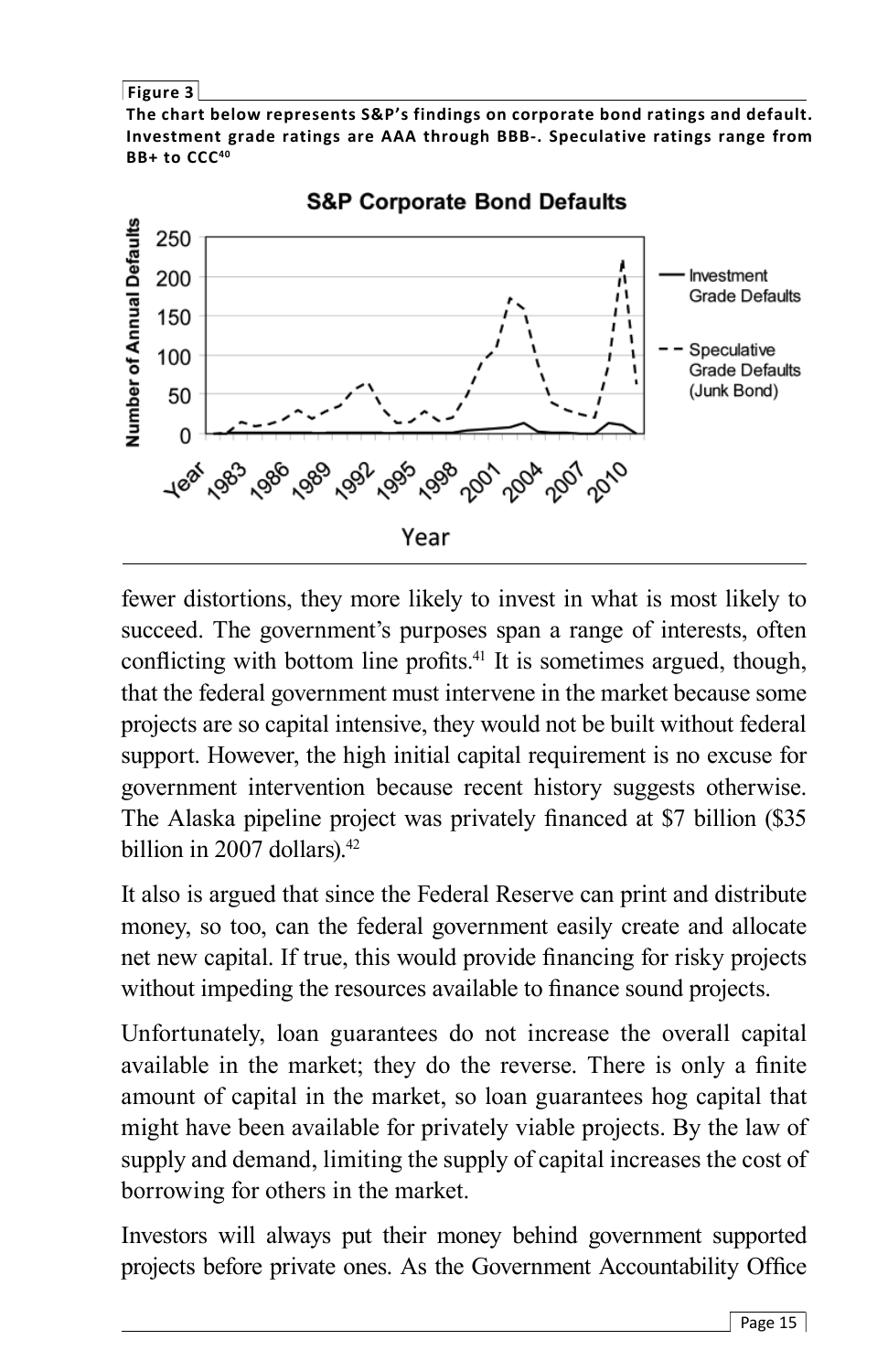**Figure 3**

**The chart below represents S&P's findings on corporate bond ratings and default. Investment grade ratings are AAA through BBB-. Speculative ratings range from BB+ to CCC[40]**

fewer distortions, they more likely to invest in what is most likely to succeed. The government's purposes span a range of interests, often conflicting with bottom line profits.[41] It is sometimes argued, though, that the federal government must intervene in the market because some projects are so capital intensive, they would not be built without federal support. However, the high initial capital requirement is no excuse for government intervention because recent history suggests otherwise. The Alaska pipeline project was privately financed at $7 billion ($35 billion in 2007 dollars).[42]

It also is argued that since the Federal Reserve can print and distribute money, so too, can the federal government easily create and allocate net new capital. If true, this would provide financing for risky projects without impeding the resources available to finance sound projects.

Unfortunately, loan guarantees do not increase the overall capital available in the market; they do the reverse. There is only a finite amount of capital in the market, so loan guarantees hog capital that might have been available for privately viable projects. By the law of supply and demand, limiting the supply of capital increases the cost of borrowing for others in the market.

Investors will always put their money behind government supported projects before private ones. As the Government Accountability Office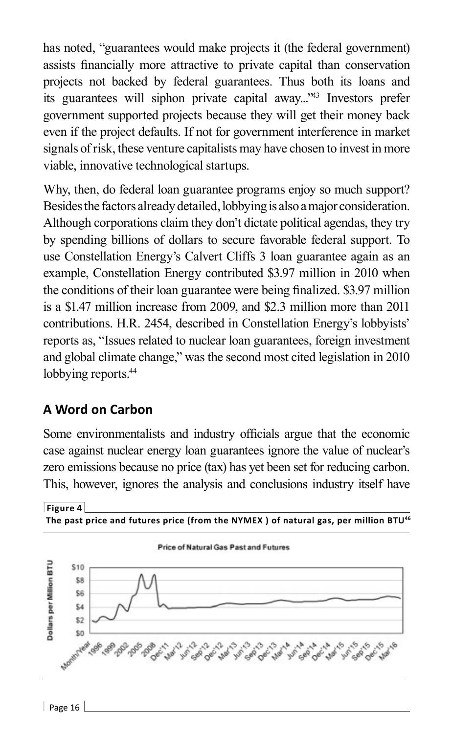has noted, "guarantees would make projects it (the federal government) assists financially more attractive to private capital than conservation projects not backed by federal guarantees. Thus both its loans and its guarantees will siphon private capital away..."[43] Investors prefer government supported projects because they will get their money back even if the project defaults. If not for government interference in market signals of risk, these venture capitalists may have chosen to invest in more viable, innovative technological startups.

Why, then, do federal loan guarantee programs enjoy so much support? Besides the factors already detailed, lobbying is also a major consideration. Although corporations claim they don't dictate political agendas, they try by spending billions of dollars to secure favorable federal support. To use Constellation Energy's Calvert Cliffs 3 loan guarantee again as an example, Constellation Energy contributed \$3.97 million in 2010 when the conditions of their loan guarantee were being finalized. \$3.97 million is a \$1.47 million increase from 2009, and \$2.3 million more than 2011 contributions. H.R. 2454, described in Constellation Energy's lobbyists' reports as, "Issues related to nuclear loan guarantees, foreign investment and global climate change," was the second most cited legislation in 2010 lobbying reports.[44]

## A Word on Carbon

Some environmentalists and industry officials argue that the economic case against nuclear energy loan guarantees ignore the value of nuclear's zero emissions because no price (tax) has yet been set for reducing carbon. This, however, ignores the analysis and conclusions industry itself have

**Figure 4**

**The past price and futures price (from the NYMEX ) of natural gas, per million BTU[46]**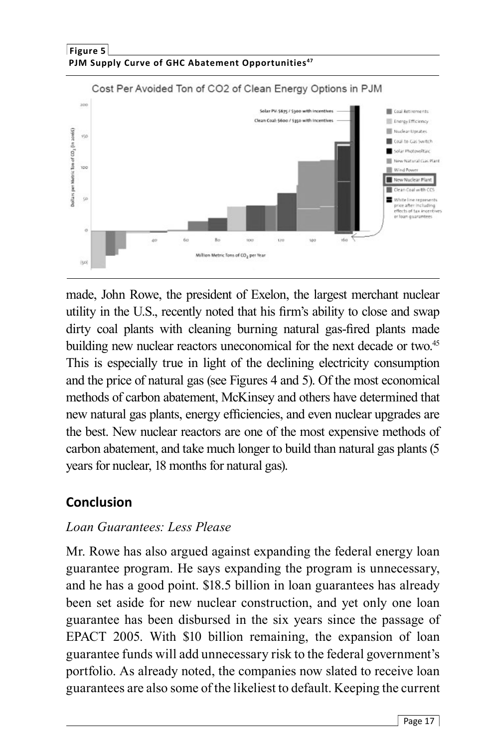**Figure 5**

**PJM Supply Curve of GHC Abatement Opportunities[47]**

made, John Rowe, the president of Exelon, the largest merchant nuclear utility in the U.S., recently noted that his firm's ability to close and swap dirty coal plants with cleaning burning natural gas-fired plants made building new nuclear reactors uneconomical for the next decade or two.[45] This is especially true in light of the declining electricity consumption and the price of natural gas (see Figures 4 and 5). Of the most economical methods of carbon abatement, McKinsey and others have determined that new natural gas plants, energy efficiencies, and even nuclear upgrades are the best. New nuclear reactors are one of the most expensive methods of carbon abatement, and take much longer to build than natural gas plants (5 years for nuclear, 18 months for natural gas).

## Conclusion

### *Loan Guarantees: Less Please*

Mr. Rowe has also argued against expanding the federal energy loan guarantee program. He says expanding the program is unnecessary, and he has a good point. $18.5 billion in loan guarantees has already been set aside for new nuclear construction, and yet only one loan guarantee has been disbursed in the six years since the passage of EPACT 2005. With $10 billion remaining, the expansion of loan guarantee funds will add unnecessary risk to the federal government's portfolio. As already noted, the companies now slated to receive loan guarantees are also some of the likeliest to default. Keeping the current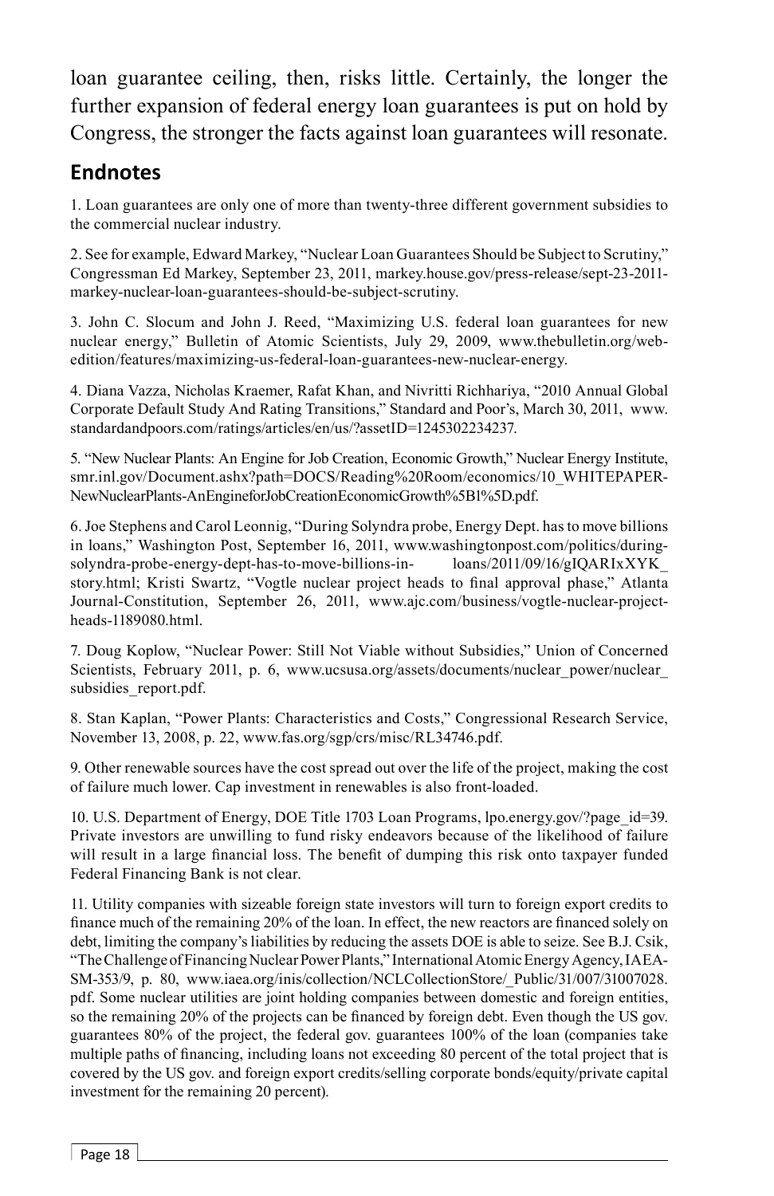loan guarantee ceiling, then, risks little. Certainly, the longer the further expansion of federal energy loan guarantees is put on hold by Congress, the stronger the facts against loan guarantees will resonate.

## Endnotes

1. Loan guarantees are only one of more than twenty-three different government subsidies to the commercial nuclear industry.

2. See for example, Edward Markey, "Nuclear Loan Guarantees Should be Subject to Scrutiny," Congressman Ed Markey, September 23, 2011, markey.house.gov/press-release/sept-23-2011-markey-nuclear-loan-guarantees-should-be-subject-scrutiny.

3. John C. Slocum and John J. Reed, "Maximizing U.S. federal loan guarantees for new nuclear energy," Bulletin of Atomic Scientists, July 29, 2009, www.thebulletin.org/web-edition/features/maximizing-us-federal-loan-guarantees-new-nuclear-energy.

4. Diana Vazza, Nicholas Kraemer, Rafat Khan, and Nivritti Richhariya, "2010 Annual Global Corporate Default Study And Rating Transitions," Standard and Poor's, March 30, 2011, www.standardandpoors.com/ratings/articles/en/us/?assetID=1245302234237.

5. "New Nuclear Plants: An Engine for Job Creation, Economic Growth," Nuclear Energy Institute, smr.inl.gov/Document.ashx?path=DOCS/Reading%20Room/economics/10_WHITEPAPER-NewNuclearPlants-AnEngineforJobCreationEconomicGrowth%5B1%5D.pdf.

6. Joe Stephens and Carol Leonnig, "During Solyndra probe, Energy Dept. has to move billions in loans," Washington Post, September 16, 2011, www.washingtonpost.com/politics/during-solyndra-probe-energy-dept-has-to-move-billions-in- loans/2011/09/16/gIQARIxXYK_story.html; Kristi Swartz, "Vogtle nuclear project heads to final approval phase," Atlanta Journal-Constitution, September 26, 2011, www.ajc.com/business/vogtle-nuclear-project-heads-1189080.html.

7. Doug Koplow, "Nuclear Power: Still Not Viable without Subsidies," Union of Concerned Scientists, February 2011, p. 6, www.ucsusa.org/assets/documents/nuclear_power/nuclear_subsidies_report.pdf.

8. Stan Kaplan, "Power Plants: Characteristics and Costs," Congressional Research Service, November 13, 2008, p. 22, www.fas.org/sgp/crs/misc/RL34746.pdf.

9. Other renewable sources have the cost spread out over the life of the project, making the cost of failure much lower. Cap investment in renewables is also front-loaded.

10. U.S. Department of Energy, DOE Title 1703 Loan Programs, lpo.energy.gov/?page_id=39. Private investors are unwilling to fund risky endeavors because of the likelihood of failure will result in a large financial loss. The benefit of dumping this risk onto taxpayer funded Federal Financing Bank is not clear.

11. Utility companies with sizeable foreign state investors will turn to foreign export credits to finance much of the remaining 20% of the loan. In effect, the new reactors are financed solely on debt, limiting the company's liabilities by reducing the assets DOE is able to seize. See B.J. Csik, "The Challenge of Financing Nuclear Power Plants," International Atomic Energy Agency, IAEA-SM-353/9, p. 80, www.iaea.org/inis/collection/NCLCollectionStore/_Public/31/007/31007028.pdf. Some nuclear utilities are joint holding companies between domestic and foreign entities, so the remaining 20% of the projects can be financed by foreign debt. Even though the US gov. guarantees 80% of the project, the federal gov. guarantees 100% of the loan (companies take multiple paths of financing, including loans not exceeding 80 percent of the total project that is covered by the US gov. and foreign export credits/selling corporate bonds/equity/private capital investment for the remaining 20 percent).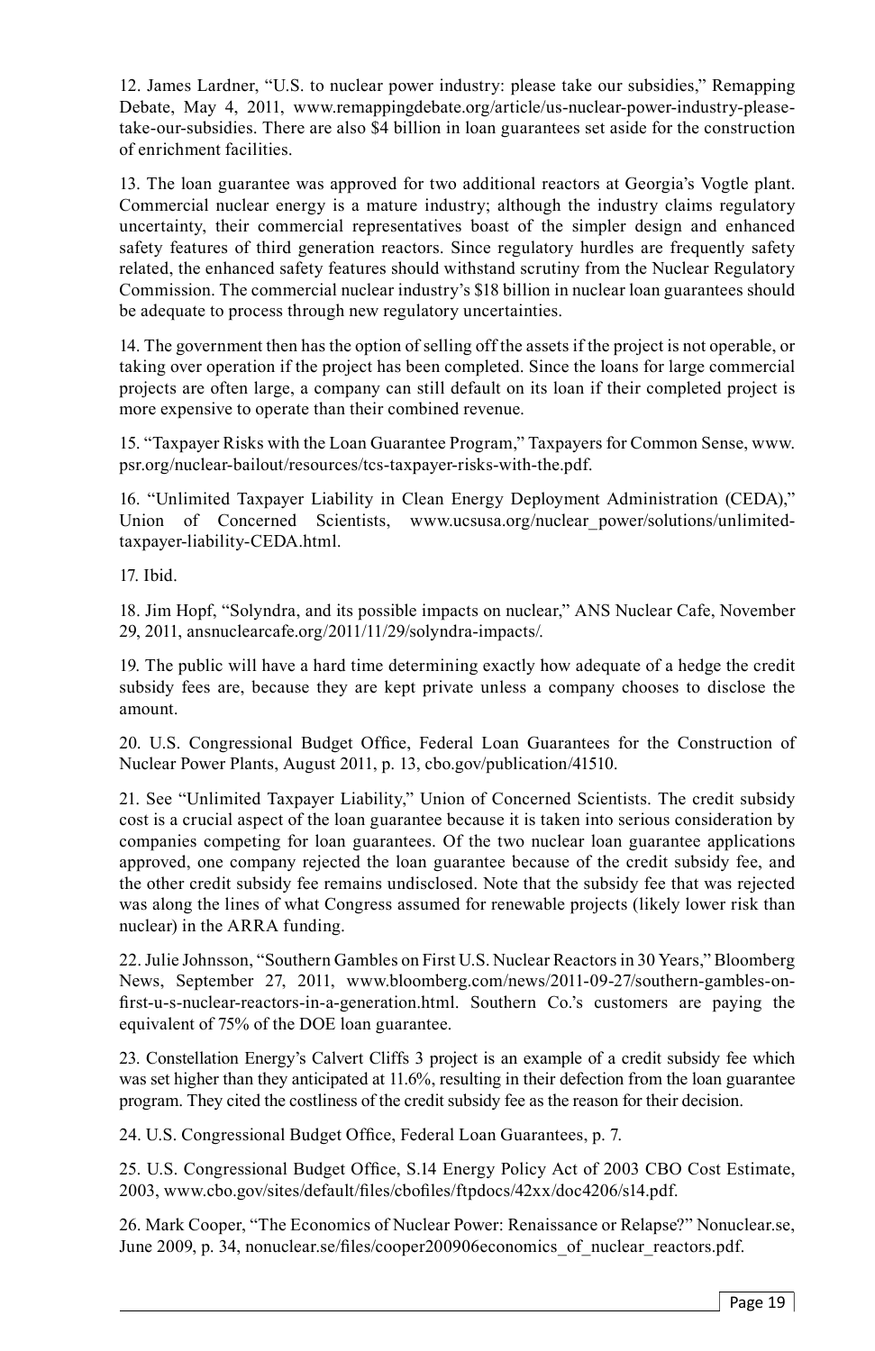12. James Lardner, "U.S. to nuclear power industry: please take our subsidies," Remapping Debate, May 4, 2011, www.remappingdebate.org/article/us-nuclear-power-industry-please-take-our-subsidies. There are also $4 billion in loan guarantees set aside for the construction of enrichment facilities.

13. The loan guarantee was approved for two additional reactors at Georgia's Vogtle plant. Commercial nuclear energy is a mature industry; although the industry claims regulatory uncertainty, their commercial representatives boast of the simpler design and enhanced safety features of third generation reactors. Since regulatory hurdles are frequently safety related, the enhanced safety features should withstand scrutiny from the Nuclear Regulatory Commission. The commercial nuclear industry's $18 billion in nuclear loan guarantees should be adequate to process through new regulatory uncertainties.

14. The government then has the option of selling off the assets if the project is not operable, or taking over operation if the project has been completed. Since the loans for large commercial projects are often large, a company can still default on its loan if their completed project is more expensive to operate than their combined revenue.

15. "Taxpayer Risks with the Loan Guarantee Program," Taxpayers for Common Sense, www.psr.org/nuclear-bailout/resources/tcs-taxpayer-risks-with-the.pdf.

16. "Unlimited Taxpayer Liability in Clean Energy Deployment Administration (CEDA)," Union of Concerned Scientists, www.ucsusa.org/nuclear_power/solutions/unlimited-taxpayer-liability-CEDA.html.

17. Ibid.

18. Jim Hopf, "Solyndra, and its possible impacts on nuclear," ANS Nuclear Cafe, November 29, 2011, ansnuclearcafe.org/2011/11/29/solyndra-impacts/.

19. The public will have a hard time determining exactly how adequate of a hedge the credit subsidy fees are, because they are kept private unless a company chooses to disclose the amount.

20. U.S. Congressional Budget Office, Federal Loan Guarantees for the Construction of Nuclear Power Plants, August 2011, p. 13, cbo.gov/publication/41510.

21. See "Unlimited Taxpayer Liability," Union of Concerned Scientists. The credit subsidy cost is a crucial aspect of the loan guarantee because it is taken into serious consideration by companies competing for loan guarantees. Of the two nuclear loan guarantee applications approved, one company rejected the loan guarantee because of the credit subsidy fee, and the other credit subsidy fee remains undisclosed. Note that the subsidy fee that was rejected was along the lines of what Congress assumed for renewable projects (likely lower risk than nuclear) in the ARRA funding.

22. Julie Johnsson, "Southern Gambles on First U.S. Nuclear Reactors in 30 Years," Bloomberg News, September 27, 2011, www.bloomberg.com/news/2011-09-27/southern-gambles-on-first-u-s-nuclear-reactors-in-a-generation.html. Southern Co.'s customers are paying the equivalent of 75% of the DOE loan guarantee.

23. Constellation Energy's Calvert Cliffs 3 project is an example of a credit subsidy fee which was set higher than they anticipated at 11.6%, resulting in their defection from the loan guarantee program. They cited the costliness of the credit subsidy fee as the reason for their decision.

24. U.S. Congressional Budget Office, Federal Loan Guarantees, p. 7.

25. U.S. Congressional Budget Office, S.14 Energy Policy Act of 2003 CBO Cost Estimate, 2003, www.cbo.gov/sites/default/files/cbofiles/ftpdocs/42xx/doc4206/s14.pdf.

26. Mark Cooper, "The Economics of Nuclear Power: Renaissance or Relapse?" Nonuclear.se, June 2009, p. 34, nonuclear.se/files/cooper200906economics_of_nuclear_reactors.pdf.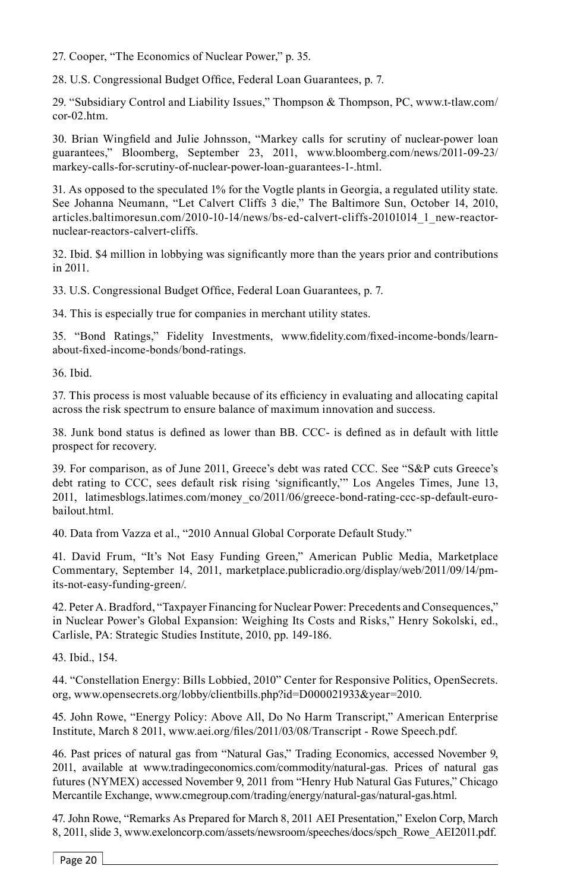27. Cooper, "The Economics of Nuclear Power," p. 35.

28. U.S. Congressional Budget Office, Federal Loan Guarantees, p. 7.

29. "Subsidiary Control and Liability Issues," Thompson & Thompson, PC, www.t-tlaw.com/cor-02.htm.

30. Brian Wingfield and Julie Johnsson, "Markey calls for scrutiny of nuclear-power loan guarantees," Bloomberg, September 23, 2011, www.bloomberg.com/news/2011-09-23/markey-calls-for-scrutiny-of-nuclear-power-loan-guarantees-1-.html.

31. As opposed to the speculated 1% for the Vogtle plants in Georgia, a regulated utility state. See Johanna Neumann, "Let Calvert Cliffs 3 die," The Baltimore Sun, October 14, 2010, articles.baltimoresun.com/2010-10-14/news/bs-ed-calvert-cliffs-20101014_1_new-reactor-nuclear-reactors-calvert-cliffs.

32. Ibid. $4 million in lobbying was significantly more than the years prior and contributions in 2011.

33. U.S. Congressional Budget Office, Federal Loan Guarantees, p. 7.

34. This is especially true for companies in merchant utility states.

35. "Bond Ratings," Fidelity Investments, www.fidelity.com/fixed-income-bonds/learn-about-fixed-income-bonds/bond-ratings.

36. Ibid.

37. This process is most valuable because of its efficiency in evaluating and allocating capital across the risk spectrum to ensure balance of maximum innovation and success.

38. Junk bond status is defined as lower than BB. CCC- is defined as in default with little prospect for recovery.

39. For comparison, as of June 2011, Greece's debt was rated CCC. See "S&P cuts Greece's debt rating to CCC, sees default risk rising 'significantly,'" Los Angeles Times, June 13, 2011, latimesblogs.latimes.com/money_co/2011/06/greece-bond-rating-ccc-sp-default-euro-bailout.html.

40. Data from Vazza et al., "2010 Annual Global Corporate Default Study."

41. David Frum, "It's Not Easy Funding Green," American Public Media, Marketplace Commentary, September 14, 2011, marketplace.publicradio.org/display/web/2011/09/14/pm-its-not-easy-funding-green/.

42. Peter A. Bradford, "Taxpayer Financing for Nuclear Power: Precedents and Consequences," in Nuclear Power's Global Expansion: Weighing Its Costs and Risks," Henry Sokolski, ed., Carlisle, PA: Strategic Studies Institute, 2010, pp. 149-186.

43. Ibid., 154.

44. "Constellation Energy: Bills Lobbied, 2010" Center for Responsive Politics, OpenSecrets.org, www.opensecrets.org/lobby/clientbills.php?id=D000021933&year=2010.

45. John Rowe, "Energy Policy: Above All, Do No Harm Transcript," American Enterprise Institute, March 8 2011, www.aei.org/files/2011/03/08/Transcript - Rowe Speech.pdf.

46. Past prices of natural gas from "Natural Gas," Trading Economics, accessed November 9, 2011, available at www.tradingeconomics.com/commodity/natural-gas. Prices of natural gas futures (NYMEX) accessed November 9, 2011 from "Henry Hub Natural Gas Futures," Chicago Mercantile Exchange, www.cmegroup.com/trading/energy/natural-gas/natural-gas.html.

47. John Rowe, "Remarks As Prepared for March 8, 2011 AEI Presentation," Exelon Corp, March 8, 2011, slide 3, www.exeloncorp.com/assets/newsroom/speeches/docs/spch_Rowe_AEI2011.pdf.